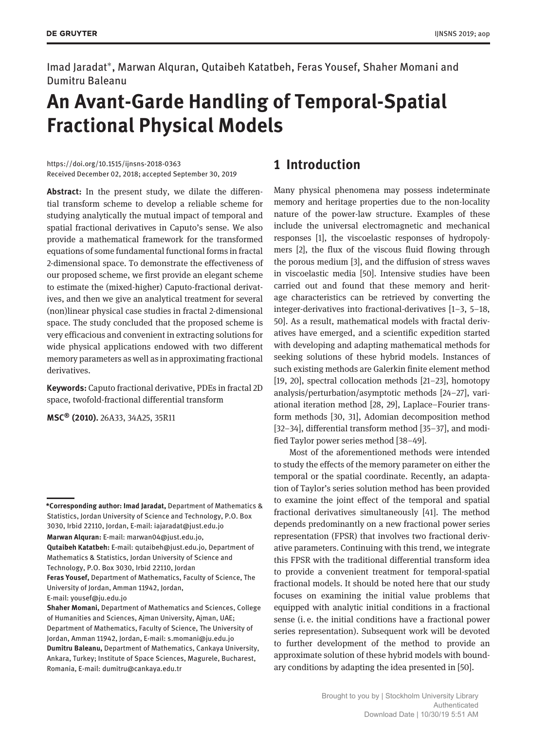Imad Jaradat*, Marwan Alquran, Qutaibeh Katatbeh, Feras Yousef, Shaher Momani and Dumitru Baleanu

# An Avant-Garde Handling of Temporal-Spatial Fractional Physical Models

https://doi.org/10.1515/ijnsns-2018-0363
Received December 02, 2018; accepted September 30, 2019

**Abstract:** In the present study, we dilate the differential transform scheme to develop a reliable scheme for studying analytically the mutual impact of temporal and spatial fractional derivatives in Caputo's sense. We also provide a mathematical framework for the transformed equations of some fundamental functional forms in fractal 2-dimensional space. To demonstrate the effectiveness of our proposed scheme, we first provide an elegant scheme to estimate the (mixed-higher) Caputo-fractional derivatives, and then we give an analytical treatment for several (non)linear physical case studies in fractal 2-dimensional space. The study concluded that the proposed scheme is very efficacious and convenient in extracting solutions for wide physical applications endowed with two different memory parameters as well as in approximating fractional derivatives.

**Keywords:** Caputo fractional derivative, PDEs in fractal 2D space, twofold-fractional differential transform

**MSC® (2010).** 26A33, 34A25, 35R11

**\*Corresponding author: Imad Jaradat,** Department of Mathematics & Statistics, Jordan University of Science and Technology, P.O. Box 3030, Irbid 22110, Jordan, E-mail: iajaradat@just.edu.jo
**Marwan Alquran:** E-mail: marwan04@just.edu.jo,
**Qutaibeh Katatbeh:** E-mail: qutaibeh@just.edu.jo, Department of Mathematics & Statistics, Jordan University of Science and Technology, P.O. Box 3030, Irbid 22110, Jordan
**Feras Yousef,** Department of Mathematics, Faculty of Science, The University of Jordan, Amman 11942, Jordan,
E-mail: yousef@ju.edu.jo
**Shaher Momani,** Department of Mathematics and Sciences, College of Humanities and Sciences, Ajman University, Ajman, UAE; Department of Mathematics, Faculty of Science, The University of Jordan, Amman 11942, Jordan, E-mail: s.momani@ju.edu.jo
**Dumitru Baleanu,** Department of Mathematics, Cankaya University, Ankara, Turkey; Institute of Space Sciences, Magurele, Bucharest, Romania, E-mail: dumitru@cankaya.edu.tr

## 1 Introduction

Many physical phenomena may possess indeterminate memory and heritage properties due to the non-locality nature of the power-law structure. Examples of these include the universal electromagnetic and mechanical responses [1], the viscoelastic responses of hydropolymers [2], the flux of the viscous fluid flowing through the porous medium [3], and the diffusion of stress waves in viscoelastic media [50]. Intensive studies have been carried out and found that these memory and heritage characteristics can be retrieved by converting the integer-derivatives into fractional-derivatives [1–3, 5–18, 50]. As a result, mathematical models with fractal derivatives have emerged, and a scientific expedition started with developing and adapting mathematical methods for seeking solutions of these hybrid models. Instances of such existing methods are Galerkin finite element method [19, 20], spectral collocation methods [21–23], homotopy analysis/perturbation/asymptotic methods [24–27], variational iteration method [28, 29], Laplace–Fourier transform methods [30, 31], Adomian decomposition method [32–34], differential transform method [35–37], and modified Taylor power series method [38–49].

Most of the aforementioned methods were intended to study the effects of the memory parameter on either the temporal or the spatial coordinate. Recently, an adaptation of Taylor's series solution method has been provided to examine the joint effect of the temporal and spatial fractional derivatives simultaneously [41]. The method depends predominantly on a new fractional power series representation (FPSR) that involves two fractional derivative parameters. Continuing with this trend, we integrate this FPSR with the traditional differential transform idea to provide a convenient treatment for temporal-spatial fractional models. It should be noted here that our study focuses on examining the initial value problems that equipped with analytic initial conditions in a fractional sense (i. e. the initial conditions have a fractional power series representation). Subsequent work will be devoted to further development of the method to provide an approximate solution of these hybrid models with boundary conditions by adapting the idea presented in [50].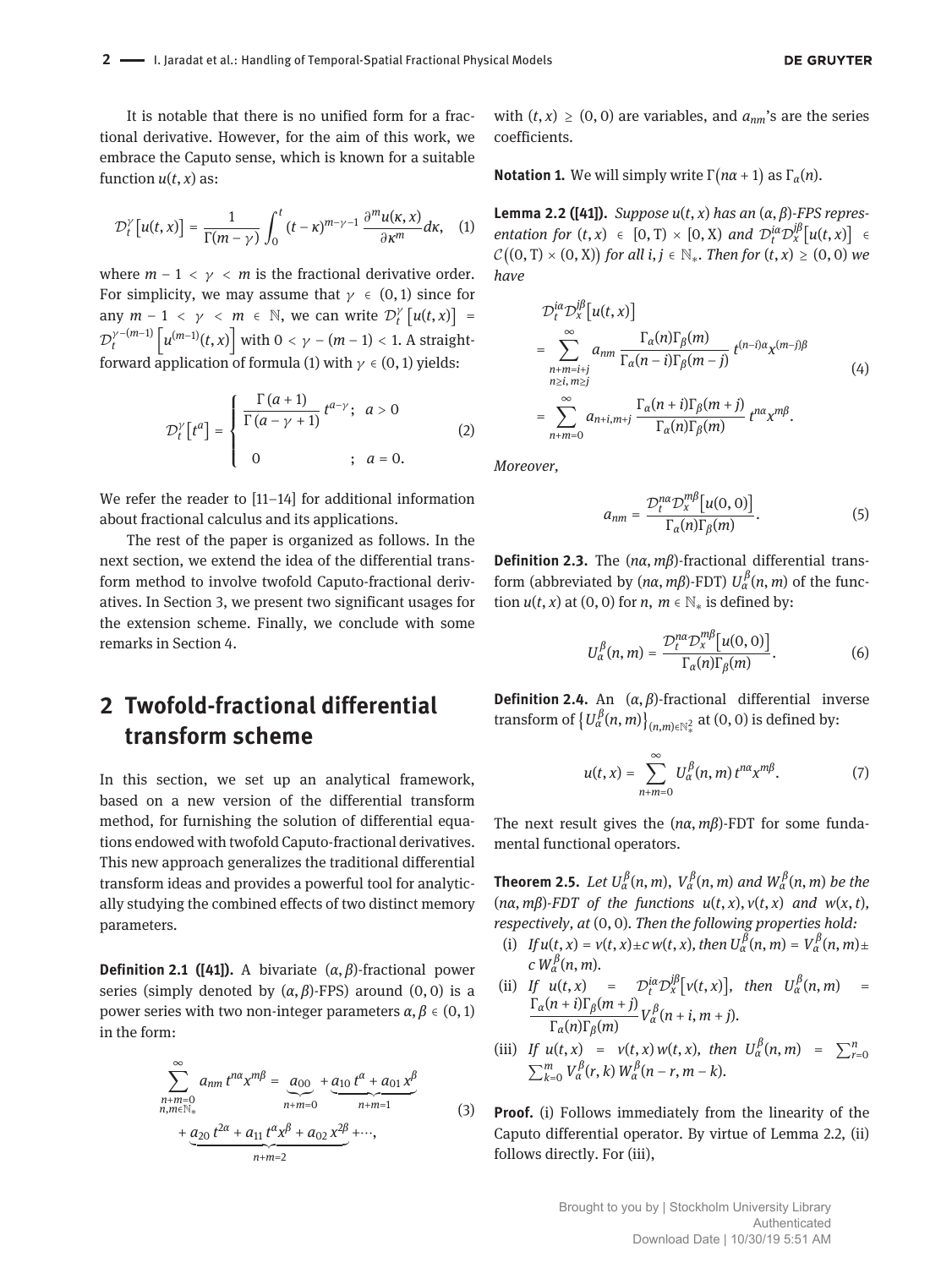It is notable that there is no unified form for a fractional derivative. However, for the aim of this work, we embrace the Caputo sense, which is known for a suitable function $u(t, x)$ as:

$$\mathcal{D}_t^{\gamma}\left[u(t,x)\right] = \frac{1}{\Gamma(m-\gamma)}\int_0^t (t-\kappa)^{m-\gamma-1}\frac{\partial^m u(\kappa, x)}{\partial \kappa^m}d\kappa, \quad (1)$$

where $m-1 < \gamma < m$ is the fractional derivative order. For simplicity, we may assume that $\gamma \in (0,1)$ since for any $m-1 < \gamma < m \in \mathbb{N}$, we can write $\mathcal{D}_t^{\gamma}\left[u(t,x)\right] = \mathcal{D}_t^{\gamma-(m-1)}\left[u^{(m-1)}(t,x)\right]$ with $0 < \gamma-(m-1) < 1$. A straightforward application of formula (1) with $\gamma \in (0,1)$ yields:

$$\mathcal{D}_t^{\gamma}\left[t^a\right] = \begin{cases} \dfrac{\Gamma(a+1)}{\Gamma(a-\gamma+1)}t^{a-\gamma}; & a > 0 \\ 0 & ; \; a = 0. \end{cases} \quad (2)$$

We refer the reader to [11–14] for additional information about fractional calculus and its applications.

The rest of the paper is organized as follows. In the next section, we extend the idea of the differential transform method to involve twofold Caputo-fractional derivatives. In Section 3, we present two significant usages for the extension scheme. Finally, we conclude with some remarks in Section 4.

## 2 Twofold-fractional differential transform scheme

In this section, we set up an analytical framework, based on a new version of the differential transform method, for furnishing the solution of differential equations endowed with twofold Caputo-fractional derivatives. This new approach generalizes the traditional differential transform ideas and provides a powerful tool for analytically studying the combined effects of two distinct memory parameters.

**Definition 2.1 ([41]).** A bivariate $(\alpha, \beta)$-fractional power series (simply denoted by $(\alpha, \beta)$-FPS) around $(0,0)$ is a power series with two non-integer parameters $\alpha, \beta \in (0,1)$ in the form:

$$\sum_{\substack{n+m=0\\ n,m\in\mathbb{N}_*}}^{\infty} a_{nm}\,t^{n\alpha}x^{m\beta} = \underbrace{a_{00}}_{n+m=0} + \underbrace{a_{10}\,t^{\alpha} + a_{01}\,x^{\beta}}_{n+m=1} + \underbrace{a_{20}\,t^{2\alpha} + a_{11}\,t^{\alpha}x^{\beta} + a_{02}\,x^{2\beta}}_{n+m=2} + \cdots, \quad (3)$$

with $(t, x) \geq (0,0)$ are variables, and $a_{nm}$'s are the series coefficients.

**Notation 1.** We will simply write $\Gamma(n\alpha+1)$ as $\Gamma_{\alpha}(n)$.

**Lemma 2.2 ([41]).** *Suppose $u(t,x)$ has an $(\alpha, \beta)$-FPS representation for $(t,x) \in [0, \mathrm{T}) \times [0, \mathrm{X})$ and $\mathcal{D}_t^{i\alpha}\mathcal{D}_x^{j\beta}\left[u(t,x)\right] \in \mathcal{C}\left((0,\mathrm{T})\times(0,\mathrm{X})\right)$ for all $i, j \in \mathbb{N}_*$. Then for $(t,x) \geq (0,0)$ we have*

$$\begin{aligned}\mathcal{D}_t^{i\alpha}\mathcal{D}_x^{j\beta}\left[u(t,x)\right] &= \sum_{\substack{n+m=i+j\\ n\geq i,\, m\geq j}}^{\infty} a_{nm}\frac{\Gamma_{\alpha}(n)\Gamma_{\beta}(m)}{\Gamma_{\alpha}(n-i)\Gamma_{\beta}(m-j)}t^{(n-i)\alpha}x^{(m-j)\beta} \\ &= \sum_{n+m=0}^{\infty} a_{n+i,m+j}\frac{\Gamma_{\alpha}(n+i)\Gamma_{\beta}(m+j)}{\Gamma_{\alpha}(n)\Gamma_{\beta}(m)}t^{n\alpha}x^{m\beta}.\end{aligned} \quad (4)$$

*Moreover,*

$$a_{nm} = \frac{\mathcal{D}_t^{n\alpha}\mathcal{D}_x^{m\beta}\left[u(0,0)\right]}{\Gamma_{\alpha}(n)\Gamma_{\beta}(m)}. \quad (5)$$

**Definition 2.3.** The $(n\alpha, m\beta)$-fractional differential transform (abbreviated by $(n\alpha, m\beta)$-FDT) $U_{\alpha}^{\beta}(n,m)$ of the function $u(t,x)$ at $(0,0)$ for $n, m \in \mathbb{N}_*$ is defined by:

$$U_{\alpha}^{\beta}(n,m) = \frac{\mathcal{D}_t^{n\alpha}\mathcal{D}_x^{m\beta}\left[u(0,0)\right]}{\Gamma_{\alpha}(n)\Gamma_{\beta}(m)}. \quad (6)$$

**Definition 2.4.** An $(\alpha, \beta)$-fractional differential inverse transform of $\left\{U_{\alpha}^{\beta}(n,m)\right\}_{(n,m)\in\mathbb{N}_*^2}$ at $(0,0)$ is defined by:

$$u(t,x) = \sum_{n+m=0}^{\infty} U_{\alpha}^{\beta}(n,m)\,t^{n\alpha}x^{m\beta}. \quad (7)$$

The next result gives the $(n\alpha, m\beta)$-FDT for some fundamental functional operators.

**Theorem 2.5.** *Let $U_{\alpha}^{\beta}(n,m)$, $V_{\alpha}^{\beta}(n,m)$ and $W_{\alpha}^{\beta}(n,m)$ be the $(n\alpha, m\beta)$-FDT of the functions $u(t,x), v(t,x)$ and $w(x,t)$, respectively, at $(0,0)$. Then the following properties hold:*

- (i) *If $u(t,x) = v(t,x) \pm c\,w(t,x)$, then $U_{\alpha}^{\beta}(n,m) = V_{\alpha}^{\beta}(n,m) \pm c\,W_{\alpha}^{\beta}(n,m)$.*
- (ii) *If $u(t,x) = \mathcal{D}_t^{i\alpha}\mathcal{D}_x^{j\beta}\left[v(t,x)\right]$, then $U_{\alpha}^{\beta}(n,m) = \dfrac{\Gamma_{\alpha}(n+i)\Gamma_{\beta}(m+j)}{\Gamma_{\alpha}(n)\Gamma_{\beta}(m)}V_{\alpha}^{\beta}(n+i, m+j)$.*
- (iii) *If $u(t,x) = v(t,x)\,w(t,x)$, then $U_{\alpha}^{\beta}(n,m) = \sum_{r=0}^{n}\sum_{k=0}^{m} V_{\alpha}^{\beta}(r,k)\,W_{\alpha}^{\beta}(n-r, m-k)$.*

**Proof.** (i) Follows immediately from the linearity of the Caputo differential operator. By virtue of Lemma 2.2, (ii) follows directly. For (iii),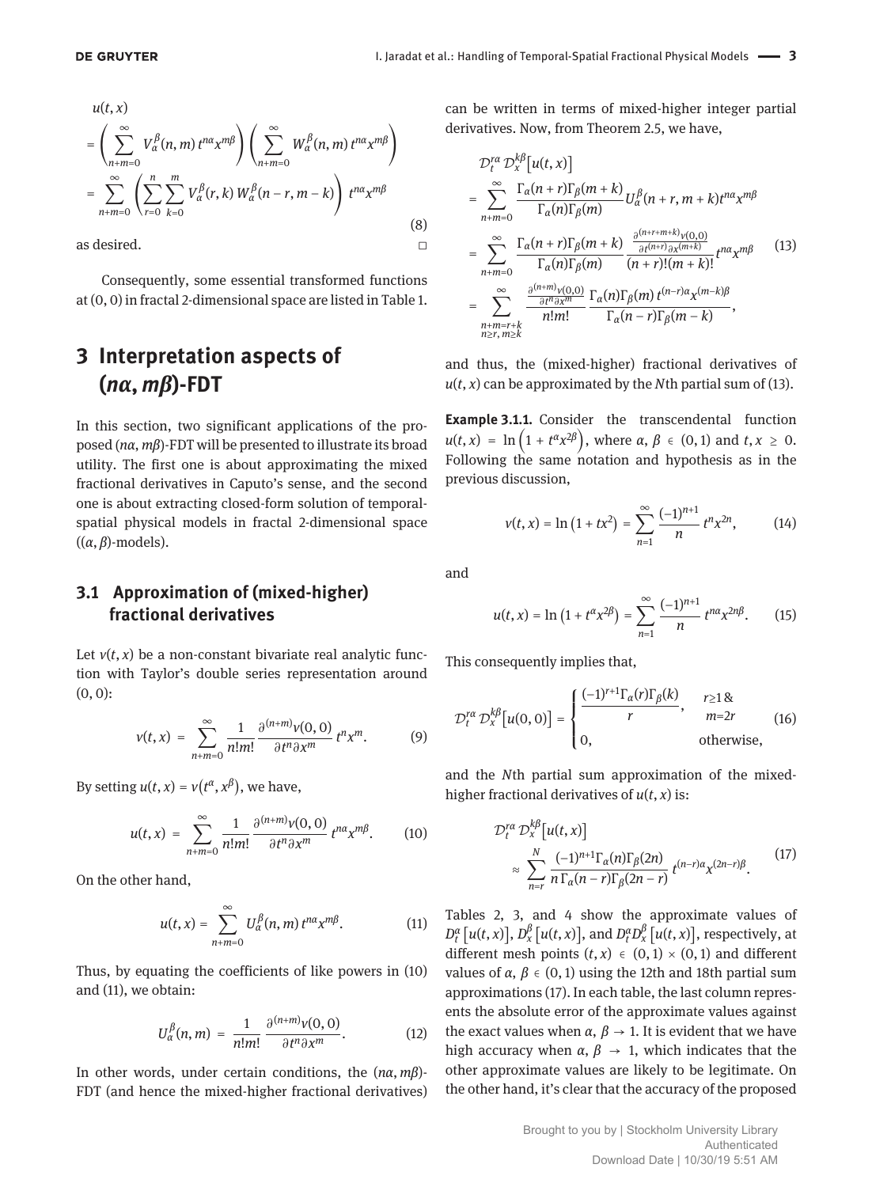$$
\begin{aligned}
u(t,x) &= \left(\sum_{n+m=0}^{\infty} V_{\alpha}^{\beta}(n,m)\, t^{n\alpha}x^{m\beta}\right)\left(\sum_{n+m=0}^{\infty} W_{\alpha}^{\beta}(n,m)\, t^{n\alpha}x^{m\beta}\right) \\
&= \sum_{n+m=0}^{\infty}\left(\sum_{r=0}^{n}\sum_{k=0}^{m} V_{\alpha}^{\beta}(r,k)\, W_{\alpha}^{\beta}(n-r,m-k)\right) t^{n\alpha}x^{m\beta}
\end{aligned}
\tag{8}
$$

as desired. □

Consequently, some essential transformed functions at $(0,0)$ in fractal 2-dimensional space are listed in Table 1.

# 3 Interpretation aspects of $(n\alpha, m\beta)$-FDT

In this section, two significant applications of the proposed $(n\alpha, m\beta)$-FDT will be presented to illustrate its broad utility. The first one is about approximating the mixed fractional derivatives in Caputo's sense, and the second one is about extracting closed-form solution of temporal-spatial physical models in fractal 2-dimensional space ($(\alpha,\beta)$-models).

## 3.1 Approximation of (mixed-higher) fractional derivatives

Let $v(t,x)$ be a non-constant bivariate real analytic function with Taylor's double series representation around $(0,0)$:

$$
v(t,x) = \sum_{n+m=0}^{\infty} \frac{1}{n!m!} \frac{\partial^{(n+m)} v(0,0)}{\partial t^n \partial x^m} t^n x^m. \tag{9}
$$

By setting $u(t,x) = v(t^{\alpha}, x^{\beta})$, we have,

$$
u(t,x) = \sum_{n+m=0}^{\infty} \frac{1}{n!m!} \frac{\partial^{(n+m)} v(0,0)}{\partial t^n \partial x^m} t^{n\alpha} x^{m\beta}. \tag{10}
$$

On the other hand,

$$
u(t,x) = \sum_{n+m=0}^{\infty} U_{\alpha}^{\beta}(n,m)\, t^{n\alpha} x^{m\beta}. \tag{11}
$$

Thus, by equating the coefficients of like powers in (10) and (11), we obtain:

$$
U_{\alpha}^{\beta}(n,m) = \frac{1}{n!m!} \frac{\partial^{(n+m)} v(0,0)}{\partial t^n \partial x^m}. \tag{12}
$$

In other words, under certain conditions, the $(n\alpha, m\beta)$-FDT (and hence the mixed-higher fractional derivatives) can be written in terms of mixed-higher integer partial derivatives. Now, from Theorem 2.5, we have,

$$
\begin{aligned}
&\mathcal{D}_t^{r\alpha}\, \mathcal{D}_x^{k\beta}\big[u(t,x)\big] \\
&= \sum_{n+m=0}^{\infty} \frac{\Gamma_{\alpha}(n+r)\Gamma_{\beta}(m+k)}{\Gamma_{\alpha}(n)\Gamma_{\beta}(m)} U_{\alpha}^{\beta}(n+r, m+k) t^{n\alpha} x^{m\beta} \\
&= \sum_{n+m=0}^{\infty} \frac{\Gamma_{\alpha}(n+r)\Gamma_{\beta}(m+k)}{\Gamma_{\alpha}(n)\Gamma_{\beta}(m)} \frac{\frac{\partial^{(n+r+m+k)} v(0,0)}{\partial t^{(n+r)} \partial x^{(m+k)}}}{(n+r)!(m+k)!} t^{n\alpha} x^{m\beta} \\
&= \sum_{\substack{n+m=r+k \\ n\geq r,\, m\geq k}}^{\infty} \frac{\frac{\partial^{(n+m)} v(0,0)}{\partial t^n \partial x^m}}{n!m!} \frac{\Gamma_{\alpha}(n)\Gamma_{\beta}(m)\, t^{(n-r)\alpha} x^{(m-k)\beta}}{\Gamma_{\alpha}(n-r)\Gamma_{\beta}(m-k)},
\end{aligned}
\tag{13}
$$

and thus, the (mixed-higher) fractional derivatives of $u(t,x)$ can be approximated by the $N$th partial sum of (13).

**Example 3.1.1.** Consider the transcendental function $u(t,x) = \ln\left(1 + t^{\alpha}x^{2\beta}\right)$, where $\alpha, \beta \in (0,1)$ and $t, x \geq 0$. Following the same notation and hypothesis as in the previous discussion,

$$
v(t,x) = \ln\left(1 + tx^2\right) = \sum_{n=1}^{\infty} \frac{(-1)^{n+1}}{n} t^n x^{2n}, \tag{14}
$$

and

$$
u(t,x) = \ln\left(1 + t^{\alpha}x^{2\beta}\right) = \sum_{n=1}^{\infty} \frac{(-1)^{n+1}}{n} t^{n\alpha} x^{2n\beta}. \tag{15}
$$

This consequently implies that,

$$
\mathcal{D}_t^{r\alpha}\, \mathcal{D}_x^{k\beta}\big[u(0,0)\big] = \begin{cases} \dfrac{(-1)^{r+1}\Gamma_{\alpha}(r)\Gamma_{\beta}(k)}{r}, & r\geq 1 \;\&\; m=2r \\ 0, & \text{otherwise,} \end{cases} \tag{16}
$$

and the $N$th partial sum approximation of the mixed-higher fractional derivatives of $u(t,x)$ is:

$$
\begin{aligned}
&\mathcal{D}_t^{r\alpha}\, \mathcal{D}_x^{k\beta}\big[u(t,x)\big] \\
&\approx \sum_{n=r}^{N} \frac{(-1)^{n+1}\Gamma_{\alpha}(n)\Gamma_{\beta}(2n)}{n\,\Gamma_{\alpha}(n-r)\Gamma_{\beta}(2n-r)} t^{(n-r)\alpha} x^{(2n-r)\beta}.
\end{aligned}
\tag{17}
$$

Tables 2, 3, and 4 show the approximate values of $D_t^{\alpha}\big[u(t,x)\big]$, $D_x^{\beta}\big[u(t,x)\big]$, and $D_t^{\alpha}D_x^{\beta}\big[u(t,x)\big]$, respectively, at different mesh points $(t,x) \in (0,1)\times(0,1)$ and different values of $\alpha, \beta \in (0,1)$ using the 12th and 18th partial sum approximations (17). In each table, the last column represents the absolute error of the approximate values against the exact values when $\alpha, \beta \to 1$. It is evident that we have high accuracy when $\alpha, \beta \to 1$, which indicates that the other approximate values are likely to be legitimate. On the other hand, it's clear that the accuracy of the proposed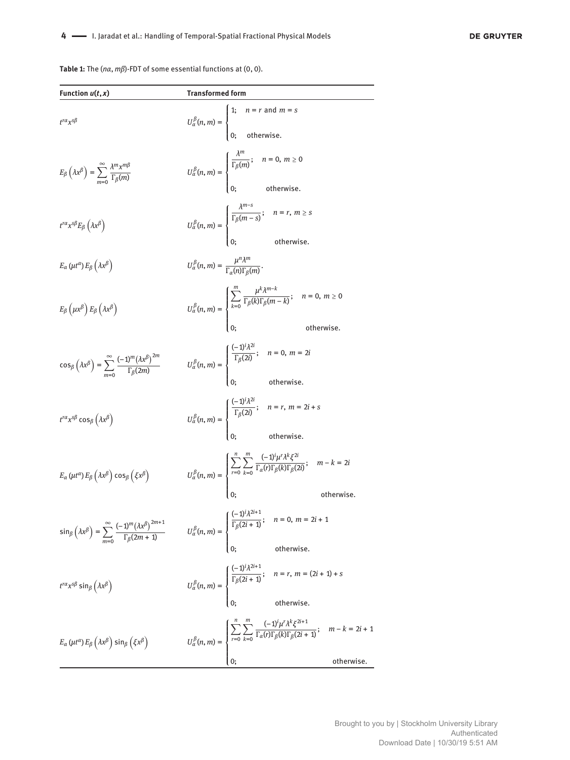**Table 1:** The $(n\alpha, m\beta)$-FDT of some essential functions at $(0, 0)$.

| Function $u(t,x)$ | Transformed form |
|---|---|
| $t^{r\alpha}x^{s\beta}$ | $U_\alpha^\beta(n,m)=\begin{cases}1; & n=r \text{ and } m=s\\ 0; & \text{otherwise.}\end{cases}$ |
| $E_\beta\left(\lambda x^\beta\right)=\sum_{m=0}^{\infty}\frac{\lambda^m x^{m\beta}}{\Gamma_\beta(m)}$ | $U_\alpha^\beta(n,m)=\begin{cases}\frac{\lambda^m}{\Gamma_\beta(m)}; & n=0,\ m\ge 0\\ 0; & \text{otherwise.}\end{cases}$ |
| $t^{r\alpha}x^{s\beta}E_\beta\left(\lambda x^\beta\right)$ | $U_\alpha^\beta(n,m)=\begin{cases}\frac{\lambda^{m-s}}{\Gamma_\beta(m-s)}; & n=r,\ m\ge s\\ 0; & \text{otherwise.}\end{cases}$ |
| $E_\alpha\left(\mu t^\alpha\right)E_\beta\left(\lambda x^\beta\right)$ | $U_\alpha^\beta(n,m)=\frac{\mu^n\lambda^m}{\Gamma_\alpha(n)\Gamma_\beta(m)}.$ |
| $E_\beta\left(\mu x^\beta\right)E_\beta\left(\lambda x^\beta\right)$ | $U_\alpha^\beta(n,m)=\begin{cases}\sum_{k=0}^{m}\frac{\mu^k\lambda^{m-k}}{\Gamma_\beta(k)\Gamma_\beta(m-k)}; & n=0,\ m\ge 0\\ 0; & \text{otherwise.}\end{cases}$ |
| $\cos_\beta\left(\lambda x^\beta\right)=\sum_{m=0}^{\infty}\frac{(-1)^m\left(\lambda x^\beta\right)^{2m}}{\Gamma_\beta(2m)}$ | $U_\alpha^\beta(n,m)=\begin{cases}\frac{(-1)^i\lambda^{2i}}{\Gamma_\beta(2i)}; & n=0,\ m=2i\\ 0; & \text{otherwise.}\end{cases}$ |
| $t^{r\alpha}x^{s\beta}\cos_\beta\left(\lambda x^\beta\right)$ | $U_\alpha^\beta(n,m)=\begin{cases}\frac{(-1)^i\lambda^{2i}}{\Gamma_\beta(2i)}; & n=r,\ m=2i+s\\ 0; & \text{otherwise.}\end{cases}$ |
| $E_\alpha\left(\mu t^\alpha\right)E_\beta\left(\lambda x^\beta\right)\cos_\beta\left(\xi x^\beta\right)$ | $U_\alpha^\beta(n,m)=\begin{cases}\sum_{r=0}^{n}\sum_{k=0}^{m}\frac{(-1)^i\mu^r\lambda^k\xi^{2i}}{\Gamma_\alpha(r)\Gamma_\beta(k)\Gamma_\beta(2i)}; & m-k=2i\\ 0; & \text{otherwise.}\end{cases}$ |
| $\sin_\beta\left(\lambda x^\beta\right)=\sum_{m=0}^{\infty}\frac{(-1)^m\left(\lambda x^\beta\right)^{2m+1}}{\Gamma_\beta(2m+1)}$ | $U_\alpha^\beta(n,m)=\begin{cases}\frac{(-1)^i\lambda^{2i+1}}{\Gamma_\beta(2i+1)}; & n=0,\ m=2i+1\\ 0; & \text{otherwise.}\end{cases}$ |
| $t^{r\alpha}x^{s\beta}\sin_\beta\left(\lambda x^\beta\right)$ | $U_\alpha^\beta(n,m)=\begin{cases}\frac{(-1)^i\lambda^{2i+1}}{\Gamma_\beta(2i+1)}; & n=r,\ m=(2i+1)+s\\ 0; & \text{otherwise.}\end{cases}$ |
| $E_\alpha\left(\mu t^\alpha\right)E_\beta\left(\lambda x^\beta\right)\sin_\beta\left(\xi x^\beta\right)$ | $U_\alpha^\beta(n,m)=\begin{cases}\sum_{r=0}^{n}\sum_{k=0}^{m}\frac{(-1)^i\mu^r\lambda^k\xi^{2i+1}}{\Gamma_\alpha(r)\Gamma_\beta(k)\Gamma_\beta(2i+1)}; & m-k=2i+1\\ 0; & \text{otherwise.}\end{cases}$ |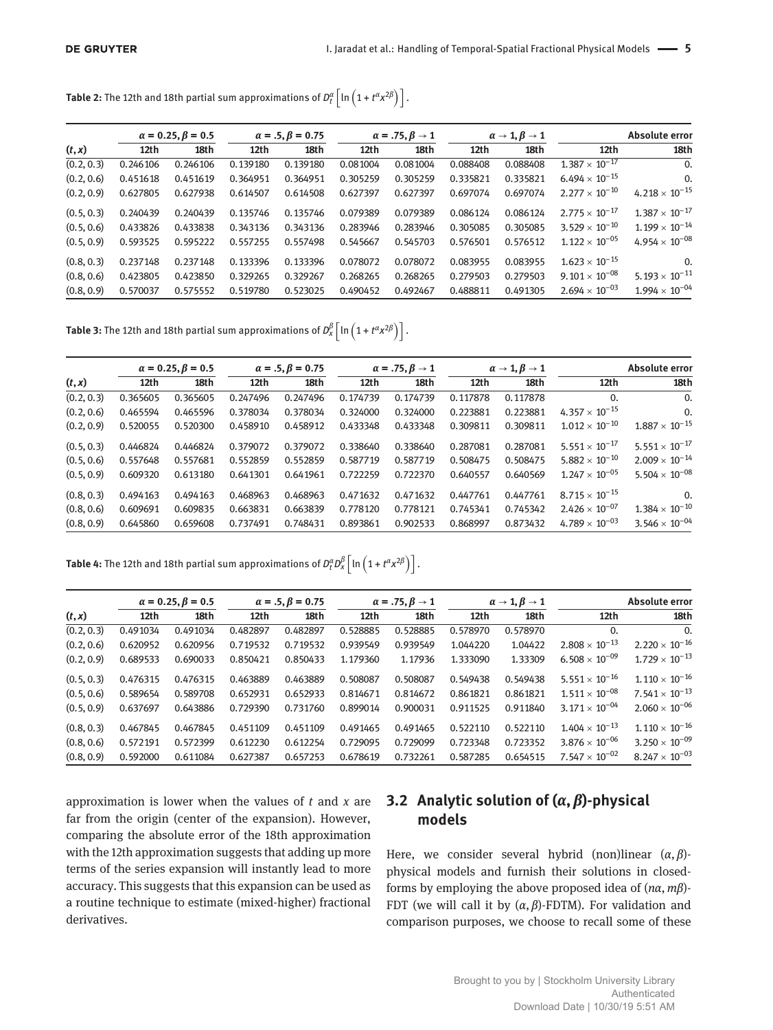**Table 2:** The 12th and 18th partial sum approximations of $D_t^{\alpha}\left[\ln\left(1+t^{\alpha}x^{2\beta}\right)\right]$.

| | $\alpha = 0.25, \beta = 0.5$ | | $\alpha = .5, \beta = 0.75$ | | $\alpha = .75, \beta \to 1$ | | $\alpha \to 1, \beta \to 1$ | | Absolute error | |
|---|---|---|---|---|---|---|---|---|---|---|
| $(t, x)$ | 12th | 18th | 12th | 18th | 12th | 18th | 12th | 18th | 12th | 18th |
| (0.2, 0.3) | 0.246106 | 0.246106 | 0.139180 | 0.139180 | 0.081004 | 0.081004 | 0.088408 | 0.088408 | $1.387 \times 10^{-17}$ | 0. |
| (0.2, 0.6) | 0.451618 | 0.451619 | 0.364951 | 0.364951 | 0.305259 | 0.305259 | 0.335821 | 0.335821 | $6.494 \times 10^{-15}$ | 0. |
| (0.2, 0.9) | 0.627805 | 0.627938 | 0.614507 | 0.614508 | 0.627397 | 0.627397 | 0.697074 | 0.697074 | $2.277 \times 10^{-10}$ | $4.218 \times 10^{-15}$ |
| (0.5, 0.3) | 0.240439 | 0.240439 | 0.135746 | 0.135746 | 0.079389 | 0.079389 | 0.086124 | 0.086124 | $2.775 \times 10^{-17}$ | $1.387 \times 10^{-17}$ |
| (0.5, 0.6) | 0.433826 | 0.433838 | 0.343136 | 0.343136 | 0.283946 | 0.283946 | 0.305085 | 0.305085 | $3.529 \times 10^{-10}$ | $1.199 \times 10^{-14}$ |
| (0.5, 0.9) | 0.593525 | 0.595222 | 0.557255 | 0.557498 | 0.545667 | 0.545703 | 0.576501 | 0.576512 | $1.122 \times 10^{-05}$ | $4.954 \times 10^{-08}$ |
| (0.8, 0.3) | 0.237148 | 0.237148 | 0.133396 | 0.133396 | 0.078072 | 0.078072 | 0.083955 | 0.083955 | $1.623 \times 10^{-15}$ | 0. |
| (0.8, 0.6) | 0.423805 | 0.423850 | 0.329265 | 0.329267 | 0.268265 | 0.268265 | 0.279503 | 0.279503 | $9.101 \times 10^{-08}$ | $5.193 \times 10^{-11}$ |
| (0.8, 0.9) | 0.570037 | 0.575552 | 0.519780 | 0.523025 | 0.490452 | 0.492467 | 0.488811 | 0.491305 | $2.694 \times 10^{-03}$ | $1.994 \times 10^{-04}$ |

**Table 3:** The 12th and 18th partial sum approximations of $D_x^{\beta}\left[\ln\left(1+t^{\alpha}x^{2\beta}\right)\right]$.

| | $\alpha = 0.25, \beta = 0.5$ | | $\alpha = .5, \beta = 0.75$ | | $\alpha = .75, \beta \to 1$ | | $\alpha \to 1, \beta \to 1$ | | Absolute error | |
|---|---|---|---|---|---|---|---|---|---|---|
| $(t, x)$ | 12th | 18th | 12th | 18th | 12th | 18th | 12th | 18th | 12th | 18th |
| (0.2, 0.3) | 0.365605 | 0.365605 | 0.247496 | 0.247496 | 0.174739 | 0.174739 | 0.117878 | 0.117878 | 0. | 0. |
| (0.2, 0.6) | 0.465594 | 0.465596 | 0.378034 | 0.378034 | 0.324000 | 0.324000 | 0.223881 | 0.223881 | $4.357 \times 10^{-15}$ | 0. |
| (0.2, 0.9) | 0.520055 | 0.520300 | 0.458910 | 0.458912 | 0.433348 | 0.433348 | 0.309811 | 0.309811 | $1.012 \times 10^{-10}$ | $1.887 \times 10^{-15}$ |
| (0.5, 0.3) | 0.446824 | 0.446824 | 0.379072 | 0.379072 | 0.338640 | 0.338640 | 0.287081 | 0.287081 | $5.551 \times 10^{-17}$ | $5.551 \times 10^{-17}$ |
| (0.5, 0.6) | 0.557648 | 0.557681 | 0.552859 | 0.552859 | 0.587719 | 0.587719 | 0.508475 | 0.508475 | $5.882 \times 10^{-10}$ | $2.009 \times 10^{-14}$ |
| (0.5, 0.9) | 0.609320 | 0.613180 | 0.641301 | 0.641961 | 0.722259 | 0.722370 | 0.640557 | 0.640569 | $1.247 \times 10^{-05}$ | $5.504 \times 10^{-08}$ |
| (0.8, 0.3) | 0.494163 | 0.494163 | 0.468963 | 0.468963 | 0.471632 | 0.471632 | 0.447761 | 0.447761 | $8.715 \times 10^{-15}$ | 0. |
| (0.8, 0.6) | 0.609691 | 0.609835 | 0.663831 | 0.663839 | 0.778120 | 0.778121 | 0.745341 | 0.745342 | $2.426 \times 10^{-07}$ | $1.384 \times 10^{-10}$ |
| (0.8, 0.9) | 0.645860 | 0.659608 | 0.737491 | 0.748431 | 0.893861 | 0.902533 | 0.868997 | 0.873432 | $4.789 \times 10^{-03}$ | $3.546 \times 10^{-04}$ |

**Table 4:** The 12th and 18th partial sum approximations of $D_t^{\alpha}D_x^{\beta}\left[\ln\left(1+t^{\alpha}x^{2\beta}\right)\right]$.

| | $\alpha = 0.25, \beta = 0.5$ | | $\alpha = .5, \beta = 0.75$ | | $\alpha = .75, \beta \to 1$ | | $\alpha \to 1, \beta \to 1$ | | Absolute error | |
|---|---|---|---|---|---|---|---|---|---|---|
| $(t, x)$ | 12th | 18th | 12th | 18th | 12th | 18th | 12th | 18th | 12th | 18th |
| (0.2, 0.3) | 0.491034 | 0.491034 | 0.482897 | 0.482897 | 0.528885 | 0.528885 | 0.578970 | 0.578970 | 0. | 0. |
| (0.2, 0.6) | 0.620952 | 0.620956 | 0.719532 | 0.719532 | 0.939549 | 0.939549 | 1.044220 | 1.04422 | $2.808 \times 10^{-13}$ | $2.220 \times 10^{-16}$ |
| (0.2, 0.9) | 0.689533 | 0.690033 | 0.850421 | 0.850433 | 1.179360 | 1.17936 | 1.333090 | 1.33309 | $6.508 \times 10^{-09}$ | $1.729 \times 10^{-13}$ |
| (0.5, 0.3) | 0.476315 | 0.476315 | 0.463889 | 0.463889 | 0.508087 | 0.508087 | 0.549438 | 0.549438 | $5.551 \times 10^{-16}$ | $1.110 \times 10^{-16}$ |
| (0.5, 0.6) | 0.589654 | 0.589708 | 0.652931 | 0.652933 | 0.814671 | 0.814672 | 0.861821 | 0.861821 | $1.511 \times 10^{-08}$ | $7.541 \times 10^{-13}$ |
| (0.5, 0.9) | 0.637697 | 0.643886 | 0.729390 | 0.731760 | 0.899014 | 0.900031 | 0.911525 | 0.911840 | $3.171 \times 10^{-04}$ | $2.060 \times 10^{-06}$ |
| (0.8, 0.3) | 0.467845 | 0.467845 | 0.451109 | 0.451109 | 0.491465 | 0.491465 | 0.522110 | 0.522110 | $1.404 \times 10^{-13}$ | $1.110 \times 10^{-16}$ |
| (0.8, 0.6) | 0.572191 | 0.572399 | 0.612230 | 0.612254 | 0.729095 | 0.729099 | 0.723348 | 0.723352 | $3.876 \times 10^{-06}$ | $3.250 \times 10^{-09}$ |
| (0.8, 0.9) | 0.592000 | 0.611084 | 0.627387 | 0.657253 | 0.678619 | 0.732261 | 0.587285 | 0.654515 | $7.547 \times 10^{-02}$ | $8.247 \times 10^{-03}$ |

approximation is lower when the values of $t$ and $x$ are far from the origin (center of the expansion). However, comparing the absolute error of the 18th approximation with the 12th approximation suggests that adding up more terms of the series expansion will instantly lead to more accuracy. This suggests that this expansion can be used as a routine technique to estimate (mixed-higher) fractional derivatives.

## 3.2 Analytic solution of $(\alpha, \beta)$-physical models

Here, we consider several hybrid (non)linear $(\alpha, \beta)$-physical models and furnish their solutions in closed-forms by employing the above proposed idea of $(n\alpha, m\beta)$-FDT (we will call it by $(\alpha, \beta)$-FDTM). For validation and comparison purposes, we choose to recall some of these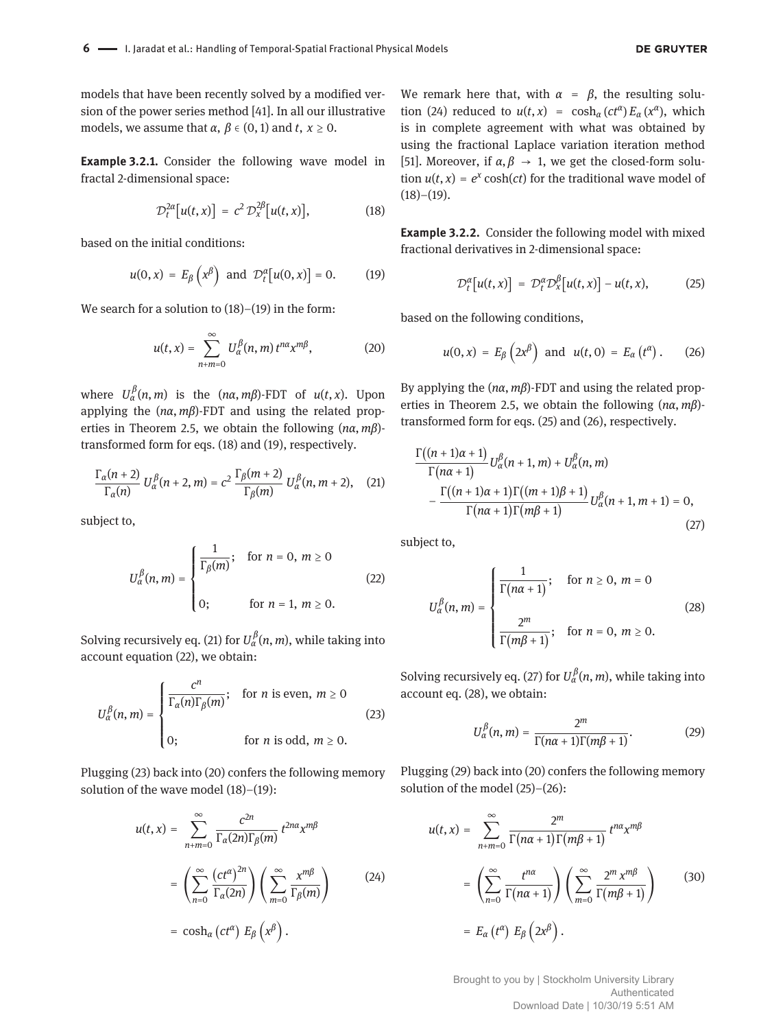models that have been recently solved by a modified version of the power series method [41]. In all our illustrative models, we assume that $\alpha, \beta \in (0,1)$ and $t, x \geq 0$.

**Example 3.2.1.** Consider the following wave model in fractal 2-dimensional space:

$$\mathcal{D}_t^{2\alpha}\big[u(t,x)\big] = c^2\,\mathcal{D}_x^{2\beta}\big[u(t,x)\big], \tag{18}$$

based on the initial conditions:

$$u(0,x) = E_\beta\left(x^\beta\right) \text{ and } \mathcal{D}_t^{\alpha}\big[u(0,x)\big] = 0. \tag{19}$$

We search for a solution to (18)–(19) in the form:

$$u(t,x) = \sum_{n+m=0}^{\infty} U_\alpha^\beta(n,m)\, t^{n\alpha} x^{m\beta}, \tag{20}$$

where $U_\alpha^\beta(n,m)$ is the $(n\alpha, m\beta)$-FDT of $u(t,x)$. Upon applying the $(n\alpha, m\beta)$-FDT and using the related properties in Theorem 2.5, we obtain the following $(n\alpha, m\beta)$-transformed form for eqs. (18) and (19), respectively.

$$\frac{\Gamma_\alpha(n+2)}{\Gamma_\alpha(n)}\, U_\alpha^\beta(n+2,m) = c^2\,\frac{\Gamma_\beta(m+2)}{\Gamma_\beta(m)}\, U_\alpha^\beta(n,m+2), \tag{21}$$

subject to,

$$U_\alpha^\beta(n,m) = \begin{cases} \dfrac{1}{\Gamma_\beta(m)}; & \text{for } n=0,\ m\geq 0 \\[2ex] 0; & \text{for } n=1,\ m\geq 0. \end{cases} \tag{22}$$

Solving recursively eq. (21) for $U_\alpha^\beta(n,m)$, while taking into account equation (22), we obtain:

$$U_\alpha^\beta(n,m) = \begin{cases} \dfrac{c^n}{\Gamma_\alpha(n)\Gamma_\beta(m)}; & \text{for } n \text{ is even},\ m\geq 0 \\[2ex] 0; & \text{for } n \text{ is odd},\ m\geq 0. \end{cases} \tag{23}$$

Plugging (23) back into (20) confers the following memory solution of the wave model (18)–(19):

$$\begin{aligned} u(t,x) &= \sum_{n+m=0}^{\infty} \frac{c^{2n}}{\Gamma_\alpha(2n)\Gamma_\beta(m)}\, t^{2n\alpha} x^{m\beta} \\ &= \left(\sum_{n=0}^{\infty} \frac{\left(ct^\alpha\right)^{2n}}{\Gamma_\alpha(2n)}\right)\left(\sum_{m=0}^{\infty} \frac{x^{m\beta}}{\Gamma_\beta(m)}\right) \\ &= \cosh_\alpha\left(ct^\alpha\right)\, E_\beta\left(x^\beta\right). \end{aligned} \tag{24}$$

We remark here that, with $\alpha = \beta$, the resulting solution (24) reduced to $u(t,x) = \cosh_\alpha(ct^\alpha)\,E_\alpha(x^\alpha)$, which is in complete agreement with what was obtained by using the fractional Laplace variation iteration method [51]. Moreover, if $\alpha, \beta \to 1$, we get the closed-form solution $u(t,x) = e^x \cosh(ct)$ for the traditional wave model of (18)–(19).

**Example 3.2.2.** Consider the following model with mixed fractional derivatives in 2-dimensional space:

$$\mathcal{D}_t^{\alpha}\big[u(t,x)\big] = \mathcal{D}_t^{\alpha}\mathcal{D}_x^{\beta}\big[u(t,x)\big] - u(t,x), \tag{25}$$

based on the following conditions,

$$u(0,x) = E_\beta\left(2x^\beta\right) \text{ and } u(t,0) = E_\alpha\left(t^\alpha\right). \tag{26}$$

By applying the $(n\alpha, m\beta)$-FDT and using the related properties in Theorem 2.5, we obtain the following $(n\alpha, m\beta)$-transformed form for eqs. (25) and (26), respectively.

$$\begin{aligned} &\frac{\Gamma\big((n+1)\alpha+1\big)}{\Gamma\big(n\alpha+1\big)}\, U_\alpha^\beta(n+1,m) + U_\alpha^\beta(n,m) \\ &\quad - \frac{\Gamma\big((n+1)\alpha+1\big)\Gamma\big((m+1)\beta+1\big)}{\Gamma\big(n\alpha+1\big)\Gamma\big(m\beta+1\big)}\, U_\alpha^\beta(n+1,m+1) = 0, \end{aligned} \tag{27}$$

subject to,

$$U_\alpha^\beta(n,m) = \begin{cases} \dfrac{1}{\Gamma\big(n\alpha+1\big)}; & \text{for } n\geq 0,\ m=0 \\[2ex] \dfrac{2^m}{\Gamma\big(m\beta+1\big)}; & \text{for } n=0,\ m\geq 0. \end{cases} \tag{28}$$

Solving recursively eq. (27) for $U_\alpha^\beta(n,m)$, while taking into account eq. (28), we obtain:

$$U_\alpha^\beta(n,m) = \frac{2^m}{\Gamma(n\alpha+1)\Gamma(m\beta+1)}. \tag{29}$$

Plugging (29) back into (20) confers the following memory solution of the model (25)–(26):

$$\begin{aligned} u(t,x) &= \sum_{n+m=0}^{\infty} \frac{2^m}{\Gamma\big(n\alpha+1\big)\Gamma\big(m\beta+1\big)}\, t^{n\alpha} x^{m\beta} \\ &= \left(\sum_{n=0}^{\infty} \frac{t^{n\alpha}}{\Gamma\big(n\alpha+1\big)}\right)\left(\sum_{m=0}^{\infty} \frac{2^m x^{m\beta}}{\Gamma\big(m\beta+1\big)}\right) \\ &= E_\alpha\left(t^\alpha\right)\, E_\beta\left(2x^\beta\right). \end{aligned} \tag{30}$$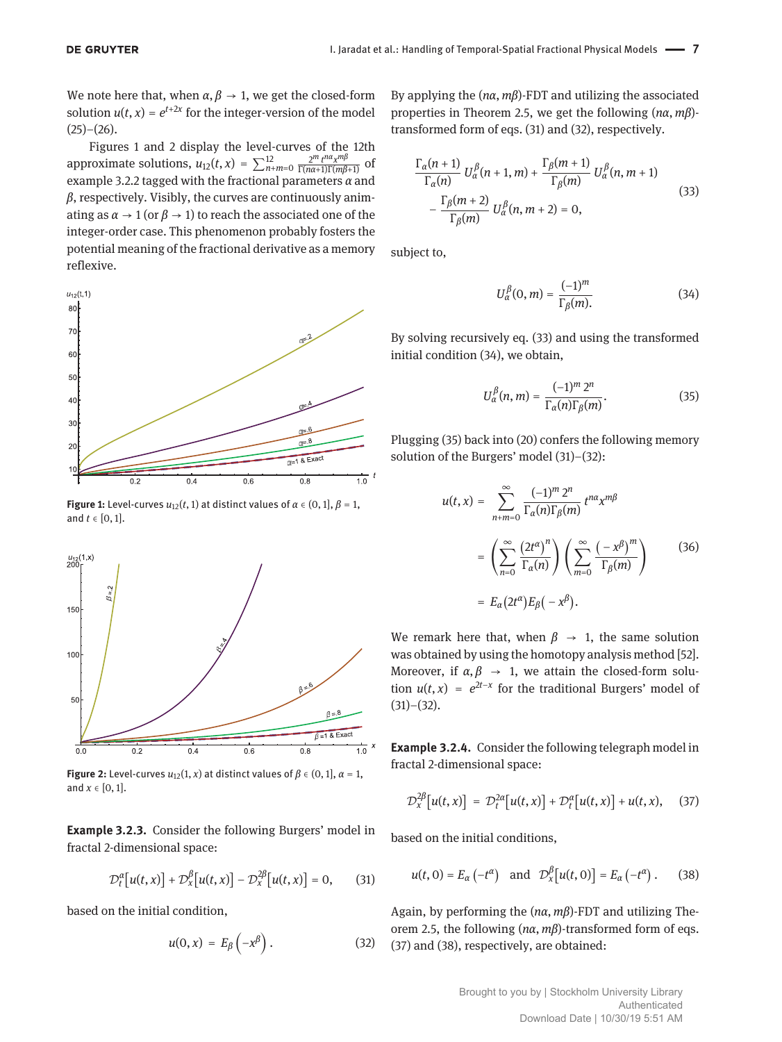We note here that, when $\alpha, \beta \to 1$, we get the closed-form solution $u(t, x) = e^{t+2x}$ for the integer-version of the model (25)–(26).

Figures 1 and 2 display the level-curves of the 12th approximate solutions, $u_{12}(t, x) = \sum_{n+m=0}^{12} \frac{2^m t^{n\alpha} x^{m\beta}}{\Gamma(n\alpha+1)\Gamma(m\beta+1)}$ of example 3.2.2 tagged with the fractional parameters $\alpha$ and $\beta$, respectively. Visibly, the curves are continuously animating as $\alpha \to 1$ (or $\beta \to 1$) to reach the associated one of the integer-order case. This phenomenon probably fosters the potential meaning of the fractional derivative as a memory reflexive.

**Figure 1:** Level-curves $u_{12}(t, 1)$ at distinct values of $\alpha \in (0, 1]$, $\beta = 1$, and $t \in [0, 1]$.

**Figure 2:** Level-curves $u_{12}(1, x)$ at distinct values of $\beta \in (0, 1]$, $\alpha = 1$, and $x \in [0, 1]$.

**Example 3.2.3.** Consider the following Burgers' model in fractal 2-dimensional space:

$$\mathcal{D}_t^{\alpha}\big[u(t,x)\big] + \mathcal{D}_x^{\beta}\big[u(t,x)\big] - \mathcal{D}_x^{2\beta}\big[u(t,x)\big] = 0, \tag{31}$$

based on the initial condition,

$$u(0,x) = E_{\beta}\left(-x^{\beta}\right). \tag{32}$$

By applying the $(n\alpha, m\beta)$-FDT and utilizing the associated properties in Theorem 2.5, we get the following $(n\alpha, m\beta)$-transformed form of eqs. (31) and (32), respectively.

$$\begin{aligned} &\frac{\Gamma_\alpha(n+1)}{\Gamma_\alpha(n)}\, U_\alpha^\beta(n+1,m) + \frac{\Gamma_\beta(m+1)}{\Gamma_\beta(m)}\, U_\alpha^\beta(n,m+1) \\ &\quad - \frac{\Gamma_\beta(m+2)}{\Gamma_\beta(m)}\, U_\alpha^\beta(n,m+2) = 0, \end{aligned} \tag{33}$$

subject to,

$$U_\alpha^\beta(0,m) = \frac{(-1)^m}{\Gamma_\beta(m).} \tag{34}$$

By solving recursively eq. (33) and using the transformed initial condition (34), we obtain,

$$U_\alpha^\beta(n,m) = \frac{(-1)^m\, 2^n}{\Gamma_\alpha(n)\Gamma_\beta(m)}. \tag{35}$$

Plugging (35) back into (20) confers the following memory solution of the Burgers' model (31)–(32):

$$\begin{aligned} u(t,x) &= \sum_{n+m=0}^{\infty} \frac{(-1)^m\, 2^n}{\Gamma_\alpha(n)\Gamma_\beta(m)}\, t^{n\alpha} x^{m\beta} \\ &= \left(\sum_{n=0}^{\infty} \frac{(2t^\alpha)^n}{\Gamma_\alpha(n)}\right)\left(\sum_{m=0}^{\infty} \frac{(-x^\beta)^m}{\Gamma_\beta(m)}\right) \\ &= E_\alpha(2t^\alpha)E_\beta(-x^\beta). \end{aligned} \tag{36}$$

We remark here that, when $\beta \to 1$, the same solution was obtained by using the homotopy analysis method [52]. Moreover, if $\alpha, \beta \to 1$, we attain the closed-form solution $u(t,x) = e^{2t-x}$ for the traditional Burgers' model of (31)–(32).

**Example 3.2.4.** Consider the following telegraph model in fractal 2-dimensional space:

$$\mathcal{D}_x^{2\beta}\big[u(t,x)\big] = \mathcal{D}_t^{2\alpha}\big[u(t,x)\big] + \mathcal{D}_t^{\alpha}\big[u(t,x)\big] + u(t,x), \tag{37}$$

based on the initial conditions,

$$u(t,0) = E_\alpha\left(-t^\alpha\right) \quad \text{and} \quad \mathcal{D}_x^\beta\big[u(t,0)\big] = E_\alpha\left(-t^\alpha\right). \tag{38}$$

Again, by performing the $(n\alpha, m\beta)$-FDT and utilizing Theorem 2.5, the following $(n\alpha, m\beta)$-transformed form of eqs. (37) and (38), respectively, are obtained: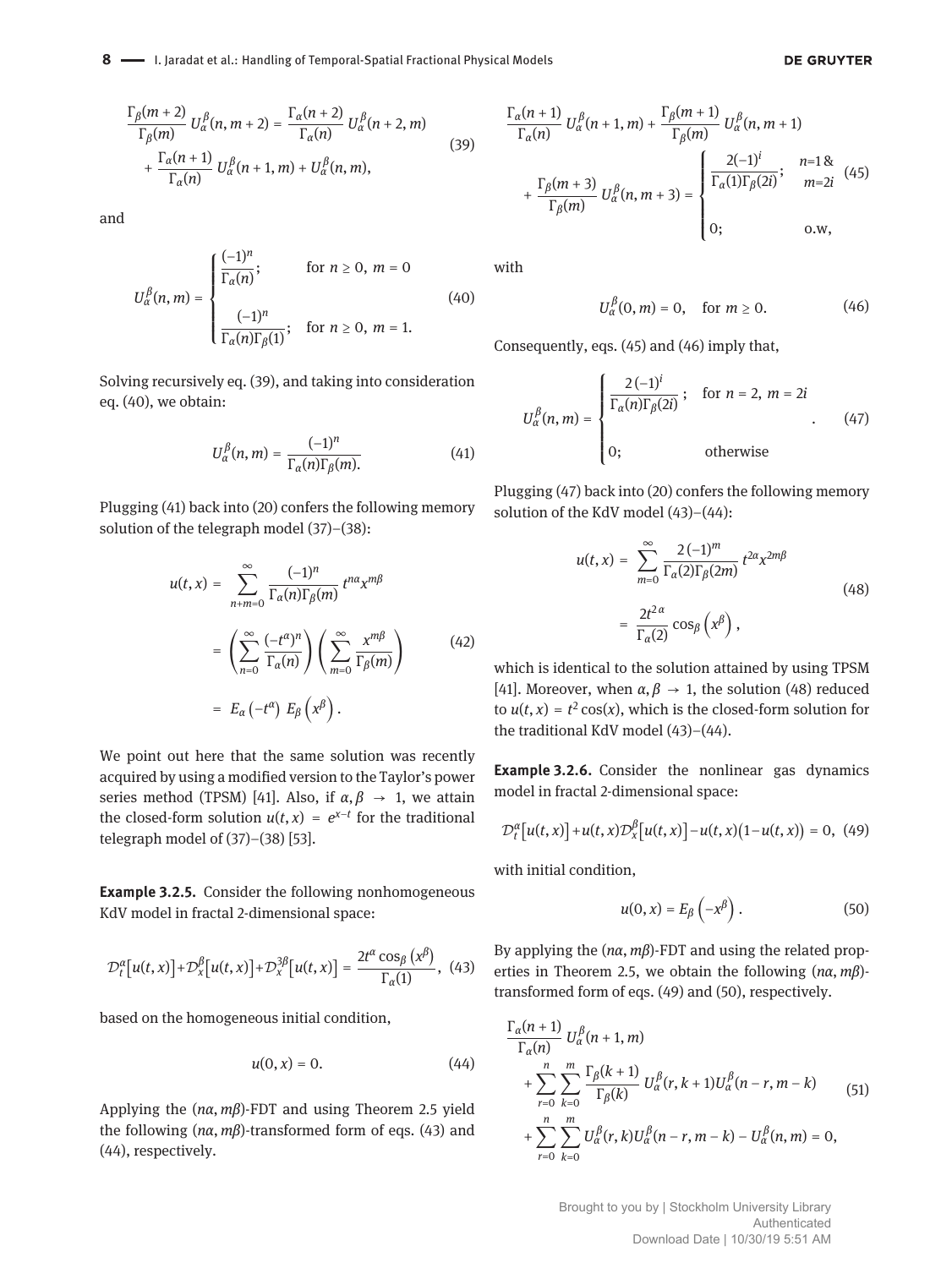$$\frac{\Gamma_\beta(m+2)}{\Gamma_\beta(m)} U_\alpha^\beta(n, m+2) = \frac{\Gamma_\alpha(n+2)}{\Gamma_\alpha(n)} U_\alpha^\beta(n+2, m) + \frac{\Gamma_\alpha(n+1)}{\Gamma_\alpha(n)} U_\alpha^\beta(n+1, m) + U_\alpha^\beta(n, m), \tag{39}$$

and

$$U_\alpha^\beta(n, m) = \begin{cases} \dfrac{(-1)^n}{\Gamma_\alpha(n)}; & \text{for } n \geq 0,\ m = 0 \\ \dfrac{(-1)^n}{\Gamma_\alpha(n)\Gamma_\beta(1)}; & \text{for } n \geq 0,\ m = 1. \end{cases} \tag{40}$$

Solving recursively eq. (39), and taking into consideration eq. (40), we obtain:

$$U_\alpha^\beta(n, m) = \frac{(-1)^n}{\Gamma_\alpha(n)\Gamma_\beta(m).} \tag{41}$$

Plugging (41) back into (20) confers the following memory solution of the telegraph model (37)–(38):

$$\begin{aligned} u(t, x) &= \sum_{n+m=0}^{\infty} \frac{(-1)^n}{\Gamma_\alpha(n)\Gamma_\beta(m)} t^{n\alpha} x^{m\beta} \\ &= \left( \sum_{n=0}^{\infty} \frac{(-t^\alpha)^n}{\Gamma_\alpha(n)} \right) \left( \sum_{m=0}^{\infty} \frac{x^{m\beta}}{\Gamma_\beta(m)} \right) \\ &= E_\alpha\left(-t^\alpha\right) E_\beta\left(x^\beta\right). \end{aligned} \tag{42}$$

We point out here that the same solution was recently acquired by using a modified version to the Taylor's power series method (TPSM) [41]. Also, if $\alpha, \beta \to 1$, we attain the closed-form solution $u(t, x) = e^{x-t}$ for the traditional telegraph model of (37)–(38) [53].

**Example 3.2.5.** Consider the following nonhomogeneous KdV model in fractal 2-dimensional space:

$$\mathcal{D}_t^\alpha\left[u(t, x)\right] + \mathcal{D}_x^\beta\left[u(t, x)\right] + \mathcal{D}_x^{3\beta}\left[u(t, x)\right] = \frac{2t^\alpha \cos_\beta\left(x^\beta\right)}{\Gamma_\alpha(1)}, \tag{43}$$

based on the homogeneous initial condition,

$$u(0, x) = 0. \tag{44}$$

Applying the $(n\alpha, m\beta)$-FDT and using Theorem 2.5 yield the following $(n\alpha, m\beta)$-transformed form of eqs. (43) and (44), respectively.

$$\frac{\Gamma_\alpha(n+1)}{\Gamma_\alpha(n)} U_\alpha^\beta(n+1, m) + \frac{\Gamma_\beta(m+1)}{\Gamma_\beta(m)} U_\alpha^\beta(n, m+1) + \frac{\Gamma_\beta(m+3)}{\Gamma_\beta(m)} U_\alpha^\beta(n, m+3) = \begin{cases} \dfrac{2(-1)^i}{\Gamma_\alpha(1)\Gamma_\beta(2i)}; & n=1\ \&\ m=2i \\ 0; & \text{o.w}, \end{cases} \tag{45}$$

with

$$U_\alpha^\beta(0, m) = 0, \quad \text{for } m \geq 0. \tag{46}$$

Consequently, eqs. (45) and (46) imply that,

$$U_\alpha^\beta(n, m) = \begin{cases} \dfrac{2(-1)^i}{\Gamma_\alpha(n)\Gamma_\beta(2i)}; & \text{for } n = 2,\ m = 2i \\ 0; & \text{otherwise} \end{cases}. \tag{47}$$

Plugging (47) back into (20) confers the following memory solution of the KdV model (43)–(44):

$$\begin{aligned} u(t, x) &= \sum_{m=0}^{\infty} \frac{2(-1)^m}{\Gamma_\alpha(2)\Gamma_\beta(2m)} t^{2\alpha} x^{2m\beta} \\ &= \frac{2t^{2\alpha}}{\Gamma_\alpha(2)} \cos_\beta\left(x^\beta\right), \end{aligned} \tag{48}$$

which is identical to the solution attained by using TPSM [41]. Moreover, when $\alpha, \beta \to 1$, the solution (48) reduced to $u(t, x) = t^2 \cos(x)$, which is the closed-form solution for the traditional KdV model (43)–(44).

**Example 3.2.6.** Consider the nonlinear gas dynamics model in fractal 2-dimensional space:

$$\mathcal{D}_t^\alpha\left[u(t, x)\right] + u(t, x)\mathcal{D}_x^\beta\left[u(t, x)\right] - u(t, x)\left(1 - u(t, x)\right) = 0, \tag{49}$$

with initial condition,

$$u(0, x) = E_\beta\left(-x^\beta\right). \tag{50}$$

By applying the $(n\alpha, m\beta)$-FDT and using the related properties in Theorem 2.5, we obtain the following $(n\alpha, m\beta)$-transformed form of eqs. (49) and (50), respectively.

$$\begin{aligned} &\frac{\Gamma_\alpha(n+1)}{\Gamma_\alpha(n)} U_\alpha^\beta(n+1, m) \\ &+ \sum_{r=0}^{n} \sum_{k=0}^{m} \frac{\Gamma_\beta(k+1)}{\Gamma_\beta(k)} U_\alpha^\beta(r, k+1) U_\alpha^\beta(n-r, m-k) \\ &+ \sum_{r=0}^{n} \sum_{k=0}^{m} U_\alpha^\beta(r, k) U_\alpha^\beta(n-r, m-k) - U_\alpha^\beta(n, m) = 0, \end{aligned} \tag{51}$$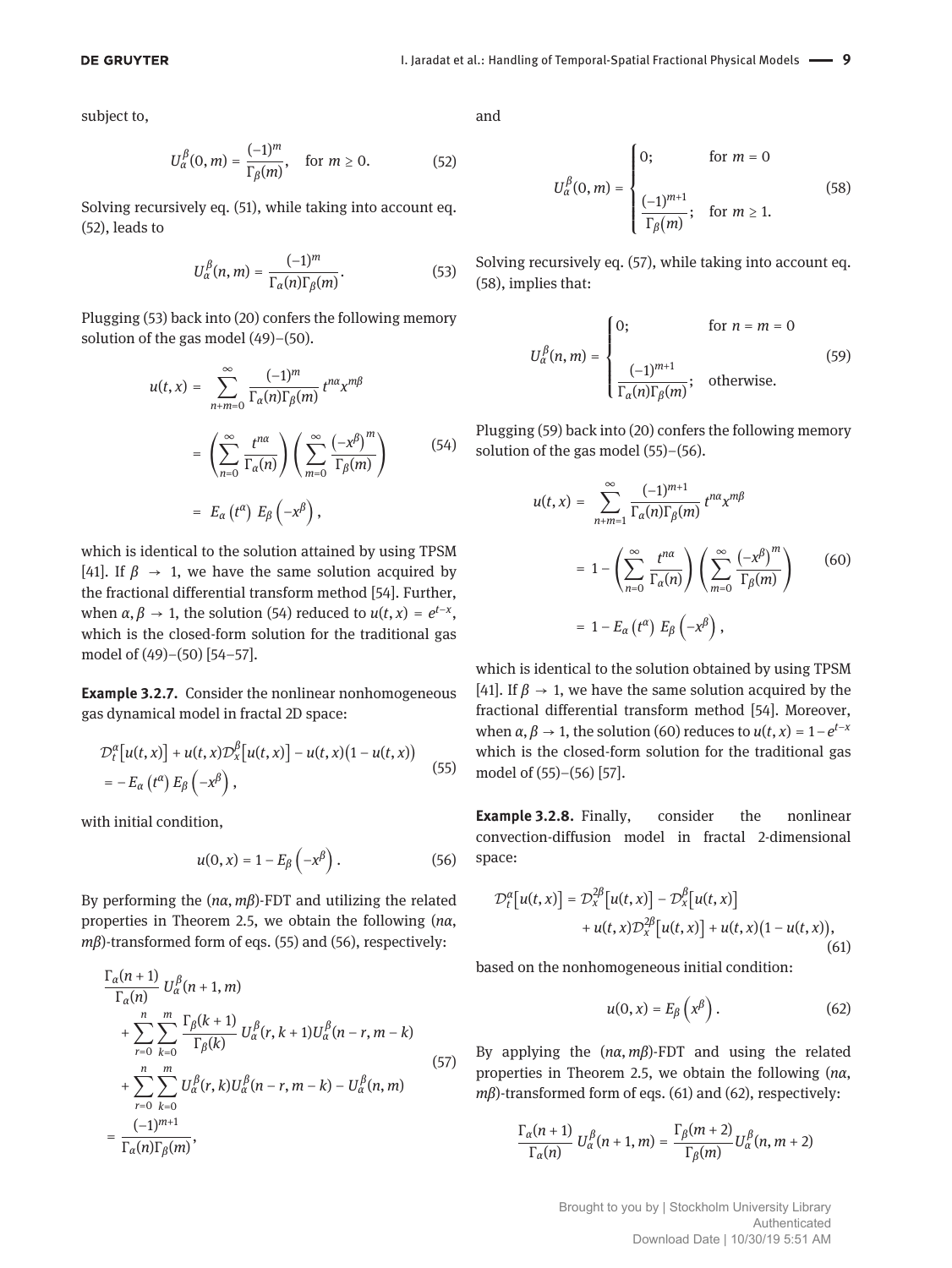subject to,

$$U_\alpha^\beta(0,m) = \frac{(-1)^m}{\Gamma_\beta(m)}, \quad \text{for } m \geq 0. \tag{52}$$

Solving recursively eq. (51), while taking into account eq. (52), leads to

$$U_\alpha^\beta(n,m) = \frac{(-1)^m}{\Gamma_\alpha(n)\Gamma_\beta(m)}. \tag{53}$$

Plugging (53) back into (20) confers the following memory solution of the gas model (49)–(50).

$$\begin{aligned} u(t,x) &= \sum_{n+m=0}^{\infty} \frac{(-1)^m}{\Gamma_\alpha(n)\Gamma_\beta(m)} t^{n\alpha} x^{m\beta} \\ &= \left( \sum_{n=0}^{\infty} \frac{t^{n\alpha}}{\Gamma_\alpha(n)} \right) \left( \sum_{m=0}^{\infty} \frac{\left(-x^\beta\right)^m}{\Gamma_\beta(m)} \right) \\ &= E_\alpha\left(t^\alpha\right) E_\beta\left(-x^\beta\right), \end{aligned} \tag{54}$$

which is identical to the solution attained by using TPSM [41]. If $\beta \to 1$, we have the same solution acquired by the fractional differential transform method [54]. Further, when $\alpha, \beta \to 1$, the solution (54) reduced to $u(t,x) = e^{t-x}$, which is the closed-form solution for the traditional gas model of (49)–(50) [54–57].

**Example 3.2.7.** Consider the nonlinear nonhomogeneous gas dynamical model in fractal 2D space:

$$\begin{aligned} &\mathcal{D}_t^\alpha\left[u(t,x)\right] + u(t,x)\mathcal{D}_x^\beta\left[u(t,x)\right] - u(t,x)\left(1 - u(t,x)\right) \\ &= -E_\alpha\left(t^\alpha\right) E_\beta\left(-x^\beta\right), \end{aligned} \tag{55}$$

with initial condition,

$$u(0,x) = 1 - E_\beta\left(-x^\beta\right). \tag{56}$$

By performing the $(n\alpha, m\beta)$-FDT and utilizing the related properties in Theorem 2.5, we obtain the following $(n\alpha, m\beta)$-transformed form of eqs. (55) and (56), respectively:

$$\begin{aligned} &\frac{\Gamma_\alpha(n+1)}{\Gamma_\alpha(n)} U_\alpha^\beta(n+1,m) \\ &+ \sum_{r=0}^{n}\sum_{k=0}^{m} \frac{\Gamma_\beta(k+1)}{\Gamma_\beta(k)} U_\alpha^\beta(r,k+1) U_\alpha^\beta(n-r,m-k) \\ &+ \sum_{r=0}^{n}\sum_{k=0}^{m} U_\alpha^\beta(r,k) U_\alpha^\beta(n-r,m-k) - U_\alpha^\beta(n,m) \\ &= \frac{(-1)^{m+1}}{\Gamma_\alpha(n)\Gamma_\beta(m)}, \end{aligned} \tag{57}$$

and

$$U_\alpha^\beta(0,m) = \begin{cases} 0; & \text{for } m = 0 \\ \dfrac{(-1)^{m+1}}{\Gamma_\beta(m)}; & \text{for } m \geq 1. \end{cases} \tag{58}$$

Solving recursively eq. (57), while taking into account eq. (58), implies that:

$$U_\alpha^\beta(n,m) = \begin{cases} 0; & \text{for } n = m = 0 \\ \dfrac{(-1)^{m+1}}{\Gamma_\alpha(n)\Gamma_\beta(m)}; & \text{otherwise.} \end{cases} \tag{59}$$

Plugging (59) back into (20) confers the following memory solution of the gas model (55)–(56).

$$\begin{aligned} u(t,x) &= \sum_{n+m=1}^{\infty} \frac{(-1)^{m+1}}{\Gamma_\alpha(n)\Gamma_\beta(m)} t^{n\alpha} x^{m\beta} \\ &= 1 - \left( \sum_{n=0}^{\infty} \frac{t^{n\alpha}}{\Gamma_\alpha(n)} \right) \left( \sum_{m=0}^{\infty} \frac{\left(-x^\beta\right)^m}{\Gamma_\beta(m)} \right) \\ &= 1 - E_\alpha\left(t^\alpha\right) E_\beta\left(-x^\beta\right), \end{aligned} \tag{60}$$

which is identical to the solution obtained by using TPSM [41]. If $\beta \to 1$, we have the same solution acquired by the fractional differential transform method [54]. Moreover, when $\alpha, \beta \to 1$, the solution (60) reduces to $u(t,x) = 1 - e^{t-x}$ which is the closed-form solution for the traditional gas model of (55)–(56) [57].

**Example 3.2.8.** Finally, consider the nonlinear convection-diffusion model in fractal 2-dimensional space:

$$\begin{aligned} \mathcal{D}_t^\alpha\left[u(t,x)\right] &= \mathcal{D}_x^{2\beta}\left[u(t,x)\right] - \mathcal{D}_x^\beta\left[u(t,x)\right] \\ &\quad + u(t,x)\mathcal{D}_x^{2\beta}\left[u(t,x)\right] + u(t,x)\left(1 - u(t,x)\right), \end{aligned} \tag{61}$$

based on the nonhomogeneous initial condition:

$$u(0,x) = E_\beta\left(x^\beta\right). \tag{62}$$

By applying the $(n\alpha, m\beta)$-FDT and using the related properties in Theorem 2.5, we obtain the following $(n\alpha, m\beta)$-transformed form of eqs. (61) and (62), respectively:

$$\frac{\Gamma_\alpha(n+1)}{\Gamma_\alpha(n)} U_\alpha^\beta(n+1,m) = \frac{\Gamma_\beta(m+2)}{\Gamma_\beta(m)} U_\alpha^\beta(n,m+2)$$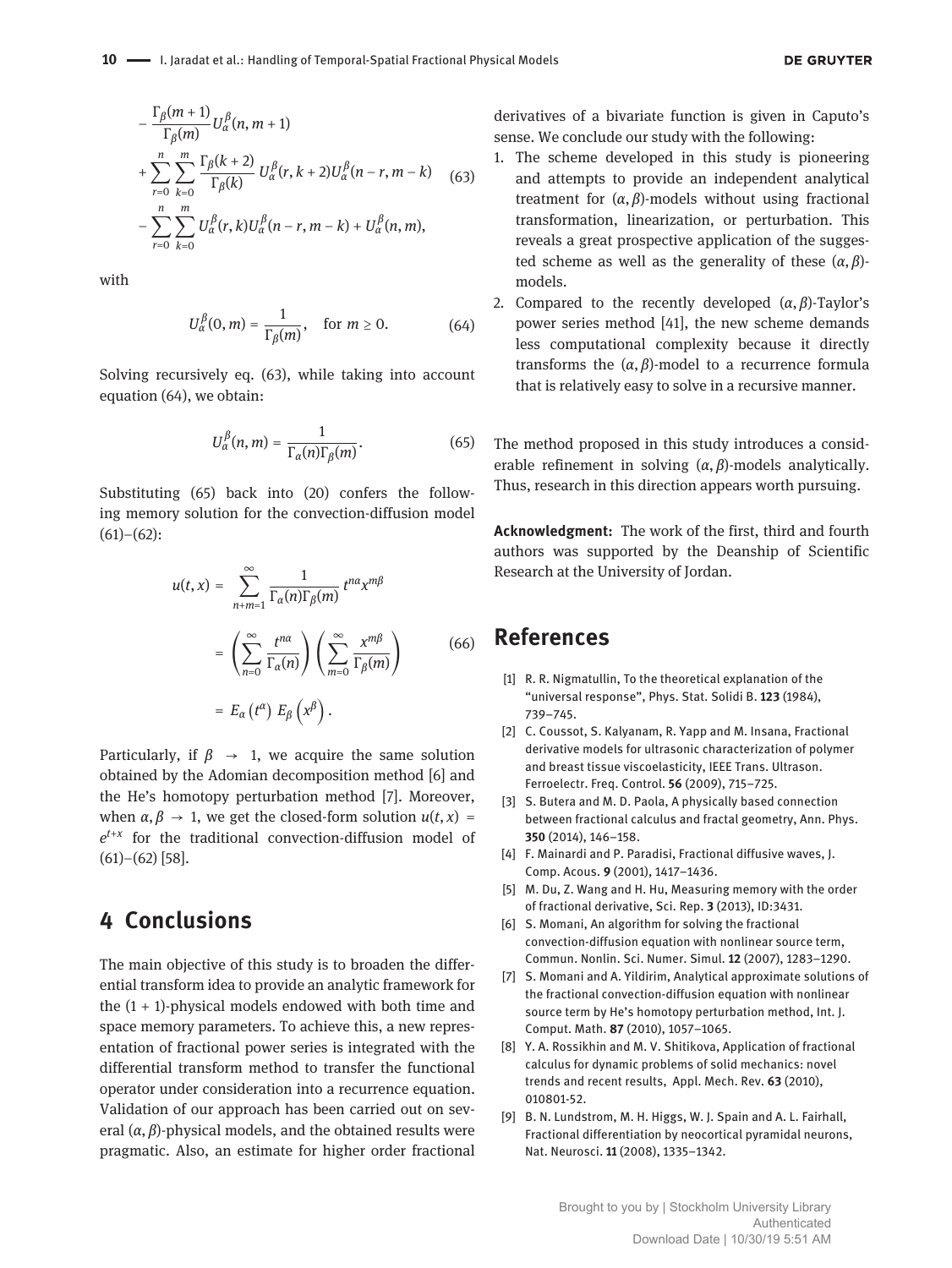$$
\begin{aligned}
&- \frac{\Gamma_\beta(m+1)}{\Gamma_\beta(m)} U_\alpha^\beta(n, m+1) \\
&+ \sum_{r=0}^{n} \sum_{k=0}^{m} \frac{\Gamma_\beta(k+2)}{\Gamma_\beta(k)} U_\alpha^\beta(r, k+2) U_\alpha^\beta(n-r, m-k) \\
&- \sum_{r=0}^{n} \sum_{k=0}^{m} U_\alpha^\beta(r, k) U_\alpha^\beta(n-r, m-k) + U_\alpha^\beta(n, m),
\end{aligned}
\tag{63}
$$

with

$$
U_\alpha^\beta(0, m) = \frac{1}{\Gamma_\beta(m)}, \quad \text{for } m \geq 0. \tag{64}
$$

Solving recursively eq. (63), while taking into account equation (64), we obtain:

$$
U_\alpha^\beta(n, m) = \frac{1}{\Gamma_\alpha(n)\Gamma_\beta(m)}. \tag{65}
$$

Substituting (65) back into (20) confers the following memory solution for the convection-diffusion model (61)–(62):

$$
\begin{aligned}
u(t, x) &= \sum_{n+m=1}^{\infty} \frac{1}{\Gamma_\alpha(n)\Gamma_\beta(m)} t^{n\alpha} x^{m\beta} \\
&= \left( \sum_{n=0}^{\infty} \frac{t^{n\alpha}}{\Gamma_\alpha(n)} \right) \left( \sum_{m=0}^{\infty} \frac{x^{m\beta}}{\Gamma_\beta(m)} \right) \\
&= E_\alpha\left(t^\alpha\right) E_\beta\left(x^\beta\right).
\end{aligned}
\tag{66}
$$

Particularly, if $\beta \to 1$, we acquire the same solution obtained by the Adomian decomposition method [6] and the He's homotopy perturbation method [7]. Moreover, when $\alpha, \beta \to 1$, we get the closed-form solution $u(t, x) = e^{t+x}$ for the traditional convection-diffusion model of (61)–(62) [58].

## 4 Conclusions

The main objective of this study is to broaden the differential transform idea to provide an analytic framework for the $(1+1)$-physical models endowed with both time and space memory parameters. To achieve this, a new representation of fractional power series is integrated with the differential transform method to transfer the functional operator under consideration into a recurrence equation. Validation of our approach has been carried out on several $(\alpha, \beta)$-physical models, and the obtained results were pragmatic. Also, an estimate for higher order fractional derivatives of a bivariate function is given in Caputo's sense. We conclude our study with the following:

1. The scheme developed in this study is pioneering and attempts to provide an independent analytical treatment for $(\alpha, \beta)$-models without using fractional transformation, linearization, or perturbation. This reveals a great prospective application of the suggested scheme as well as the generality of these $(\alpha, \beta)$-models.
2. Compared to the recently developed $(\alpha, \beta)$-Taylor's power series method [41], the new scheme demands less computational complexity because it directly transforms the $(\alpha, \beta)$-model to a recurrence formula that is relatively easy to solve in a recursive manner.

The method proposed in this study introduces a considerable refinement in solving $(\alpha, \beta)$-models analytically. Thus, research in this direction appears worth pursuing.

**Acknowledgment:** The work of the first, third and fourth authors was supported by the Deanship of Scientific Research at the University of Jordan.

## References

[1] R. R. Nigmatullin, To the theoretical explanation of the "universal response", Phys. Stat. Solidi B. **123** (1984), 739–745.

[2] C. Coussot, S. Kalyanam, R. Yapp and M. Insana, Fractional derivative models for ultrasonic characterization of polymer and breast tissue viscoelasticity, IEEE Trans. Ultrason. Ferroelectr. Freq. Control. **56** (2009), 715–725.

[3] S. Butera and M. D. Paola, A physically based connection between fractional calculus and fractal geometry, Ann. Phys. **350** (2014), 146–158.

[4] F. Mainardi and P. Paradisi, Fractional diffusive waves, J. Comp. Acous. **9** (2001), 1417–1436.

[5] M. Du, Z. Wang and H. Hu, Measuring memory with the order of fractional derivative, Sci. Rep. **3** (2013), ID:3431.

[6] S. Momani, An algorithm for solving the fractional convection-diffusion equation with nonlinear source term, Commun. Nonlin. Sci. Numer. Simul. **12** (2007), 1283–1290.

[7] S. Momani and A. Yildirim, Analytical approximate solutions of the fractional convection-diffusion equation with nonlinear source term by He's homotopy perturbation method, Int. J. Comput. Math. **87** (2010), 1057–1065.

[8] Y. A. Rossikhin and M. V. Shitikova, Application of fractional calculus for dynamic problems of solid mechanics: novel trends and recent results, Appl. Mech. Rev. **63** (2010), 010801-52.

[9] B. N. Lundstrom, M. H. Higgs, W. J. Spain and A. L. Fairhall, Fractional differentiation by neocortical pyramidal neurons, Nat. Neurosci. **11** (2008), 1335–1342.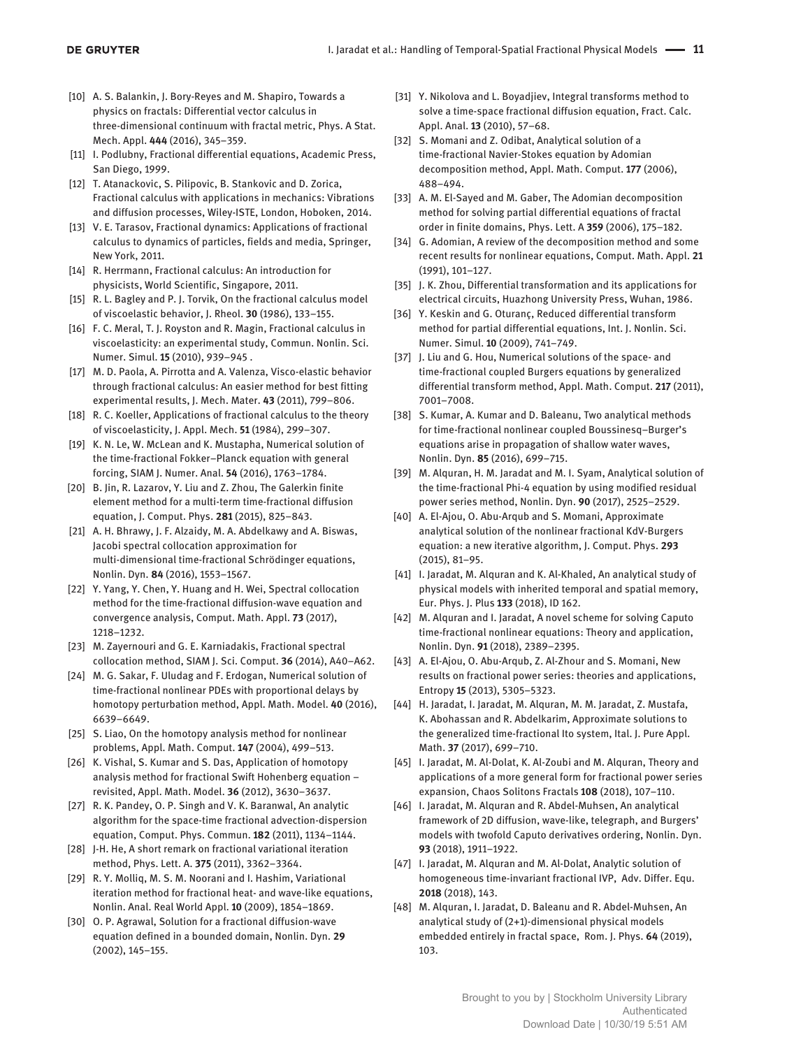[10] A. S. Balankin, J. Bory-Reyes and M. Shapiro, Towards a physics on fractals: Differential vector calculus in three-dimensional continuum with fractal metric, Phys. A Stat. Mech. Appl. **444** (2016), 345–359.

[11] I. Podlubny, Fractional differential equations, Academic Press, San Diego, 1999.

[12] T. Atanackovic, S. Pilipovic, B. Stankovic and D. Zorica, Fractional calculus with applications in mechanics: Vibrations and diffusion processes, Wiley-ISTE, London, Hoboken, 2014.

[13] V. E. Tarasov, Fractional dynamics: Applications of fractional calculus to dynamics of particles, fields and media, Springer, New York, 2011.

[14] R. Herrmann, Fractional calculus: An introduction for physicists, World Scientific, Singapore, 2011.

[15] R. L. Bagley and P. J. Torvik, On the fractional calculus model of viscoelastic behavior, J. Rheol. **30** (1986), 133–155.

[16] F. C. Meral, T. J. Royston and R. Magin, Fractional calculus in viscoelasticity: an experimental study, Commun. Nonlin. Sci. Numer. Simul. **15** (2010), 939–945 .

[17] M. D. Paola, A. Pirrotta and A. Valenza, Visco-elastic behavior through fractional calculus: An easier method for best fitting experimental results, J. Mech. Mater. **43** (2011), 799–806.

[18] R. C. Koeller, Applications of fractional calculus to the theory of viscoelasticity, J. Appl. Mech. **51** (1984), 299–307.

[19] K. N. Le, W. McLean and K. Mustapha, Numerical solution of the time-fractional Fokker–Planck equation with general forcing, SIAM J. Numer. Anal. **54** (2016), 1763–1784.

[20] B. Jin, R. Lazarov, Y. Liu and Z. Zhou, The Galerkin finite element method for a multi-term time-fractional diffusion equation, J. Comput. Phys. **281** (2015), 825–843.

[21] A. H. Bhrawy, J. F. Alzaidy, M. A. Abdelkawy and A. Biswas, Jacobi spectral collocation approximation for multi-dimensional time-fractional Schrödinger equations, Nonlin. Dyn. **84** (2016), 1553–1567.

[22] Y. Yang, Y. Chen, Y. Huang and H. Wei, Spectral collocation method for the time-fractional diffusion-wave equation and convergence analysis, Comput. Math. Appl. **73** (2017), 1218–1232.

[23] M. Zayernouri and G. E. Karniadakis, Fractional spectral collocation method, SIAM J. Sci. Comput. **36** (2014), A40–A62.

[24] M. G. Sakar, F. Uludag and F. Erdogan, Numerical solution of time-fractional nonlinear PDEs with proportional delays by homotopy perturbation method, Appl. Math. Model. **40** (2016), 6639–6649.

[25] S. Liao, On the homotopy analysis method for nonlinear problems, Appl. Math. Comput. **147** (2004), 499–513.

[26] K. Vishal, S. Kumar and S. Das, Application of homotopy analysis method for fractional Swift Hohenberg equation – revisited, Appl. Math. Model. **36** (2012), 3630–3637.

[27] R. K. Pandey, O. P. Singh and V. K. Baranwal, An analytic algorithm for the space-time fractional advection-dispersion equation, Comput. Phys. Commun. **182** (2011), 1134–1144.

[28] J-H. He, A short remark on fractional variational iteration method, Phys. Lett. A. **375** (2011), 3362–3364.

[29] R. Y. Molliq, M. S. M. Noorani and I. Hashim, Variational iteration method for fractional heat- and wave-like equations, Nonlin. Anal. Real World Appl. **10** (2009), 1854–1869.

[30] O. P. Agrawal, Solution for a fractional diffusion-wave equation defined in a bounded domain, Nonlin. Dyn. **29** (2002), 145–155.

[31] Y. Nikolova and L. Boyadjiev, Integral transforms method to solve a time-space fractional diffusion equation, Fract. Calc. Appl. Anal. **13** (2010), 57–68.

[32] S. Momani and Z. Odibat, Analytical solution of a time-fractional Navier-Stokes equation by Adomian decomposition method, Appl. Math. Comput. **177** (2006), 488–494.

[33] A. M. El-Sayed and M. Gaber, The Adomian decomposition method for solving partial differential equations of fractal order in finite domains, Phys. Lett. A **359** (2006), 175–182.

[34] G. Adomian, A review of the decomposition method and some recent results for nonlinear equations, Comput. Math. Appl. **21** (1991), 101–127.

[35] J. K. Zhou, Differential transformation and its applications for electrical circuits, Huazhong University Press, Wuhan, 1986.

[36] Y. Keskin and G. Oturanç, Reduced differential transform method for partial differential equations, Int. J. Nonlin. Sci. Numer. Simul. **10** (2009), 741–749.

[37] J. Liu and G. Hou, Numerical solutions of the space- and time-fractional coupled Burgers equations by generalized differential transform method, Appl. Math. Comput. **217** (2011), 7001–7008.

[38] S. Kumar, A. Kumar and D. Baleanu, Two analytical methods for time-fractional nonlinear coupled Boussinesq–Burger's equations arise in propagation of shallow water waves, Nonlin. Dyn. **85** (2016), 699–715.

[39] M. Alquran, H. M. Jaradat and M. I. Syam, Analytical solution of the time-fractional Phi-4 equation by using modified residual power series method, Nonlin. Dyn. **90** (2017), 2525–2529.

[40] A. El-Ajou, O. Abu-Arqub and S. Momani, Approximate analytical solution of the nonlinear fractional KdV-Burgers equation: a new iterative algorithm, J. Comput. Phys. **293** (2015), 81–95.

[41] I. Jaradat, M. Alquran and K. Al-Khaled, An analytical study of physical models with inherited temporal and spatial memory, Eur. Phys. J. Plus **133** (2018), ID 162.

[42] M. Alquran and I. Jaradat, A novel scheme for solving Caputo time-fractional nonlinear equations: Theory and application, Nonlin. Dyn. **91** (2018), 2389–2395.

[43] A. El-Ajou, O. Abu-Arqub, Z. Al-Zhour and S. Momani, New results on fractional power series: theories and applications, Entropy **15** (2013), 5305–5323.

[44] H. Jaradat, I. Jaradat, M. Alquran, M. M. Jaradat, Z. Mustafa, K. Abohassan and R. Abdelkarim, Approximate solutions to the generalized time-fractional Ito system, Ital. J. Pure Appl. Math. **37** (2017), 699–710.

[45] I. Jaradat, M. Al-Dolat, K. Al-Zoubi and M. Alquran, Theory and applications of a more general form for fractional power series expansion, Chaos Solitons Fractals **108** (2018), 107–110.

[46] I. Jaradat, M. Alquran and R. Abdel-Muhsen, An analytical framework of 2D diffusion, wave-like, telegraph, and Burgers' models with twofold Caputo derivatives ordering, Nonlin. Dyn. **93** (2018), 1911–1922.

[47] I. Jaradat, M. Alquran and M. Al-Dolat, Analytic solution of homogeneous time-invariant fractional IVP, Adv. Differ. Equ. **2018** (2018), 143.

[48] M. Alquran, I. Jaradat, D. Baleanu and R. Abdel-Muhsen, An analytical study of (2+1)-dimensional physical models embedded entirely in fractal space, Rom. J. Phys. **64** (2019), 103.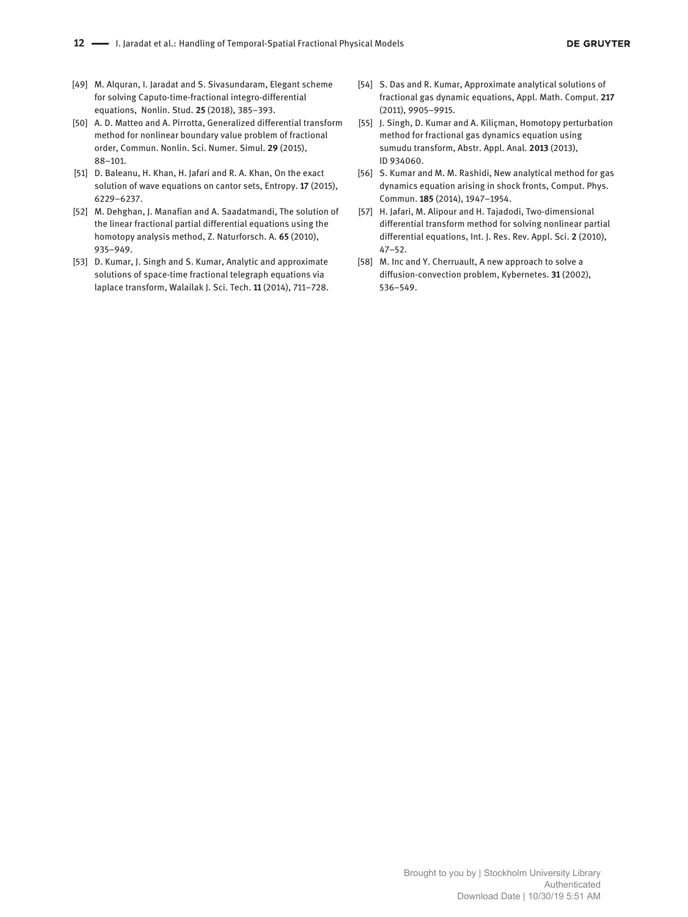[49] M. Alquran, I. Jaradat and S. Sivasundaram, Elegant scheme for solving Caputo-time-fractional integro-differential equations, Nonlin. Stud. **25** (2018), 385–393.

[50] A. D. Matteo and A. Pirrotta, Generalized differential transform method for nonlinear boundary value problem of fractional order, Commun. Nonlin. Sci. Numer. Simul. **29** (2015), 88–101.

[51] D. Baleanu, H. Khan, H. Jafari and R. A. Khan, On the exact solution of wave equations on cantor sets, Entropy. **17** (2015), 6229–6237.

[52] M. Dehghan, J. Manafian and A. Saadatmandi, The solution of the linear fractional partial differential equations using the homotopy analysis method, Z. Naturforsch. A. **65** (2010), 935–949.

[53] D. Kumar, J. Singh and S. Kumar, Analytic and approximate solutions of space-time fractional telegraph equations via laplace transform, Walailak J. Sci. Tech. **11** (2014), 711–728.

[54] S. Das and R. Kumar, Approximate analytical solutions of fractional gas dynamic equations, Appl. Math. Comput. **217** (2011), 9905–9915.

[55] J. Singh, D. Kumar and A. Kiliçman, Homotopy perturbation method for fractional gas dynamics equation using sumudu transform, Abstr. Appl. Anal. **2013** (2013), ID 934060.

[56] S. Kumar and M. M. Rashidi, New analytical method for gas dynamics equation arising in shock fronts, Comput. Phys. Commun. **185** (2014), 1947–1954.

[57] H. Jafari, M. Alipour and H. Tajadodi, Two-dimensional differential transform method for solving nonlinear partial differential equations, Int. J. Res. Rev. Appl. Sci. **2** (2010), 47–52.

[58] M. Inc and Y. Cherruault, A new approach to solve a diffusion-convection problem, Kybernetes. **31** (2002), 536–549.